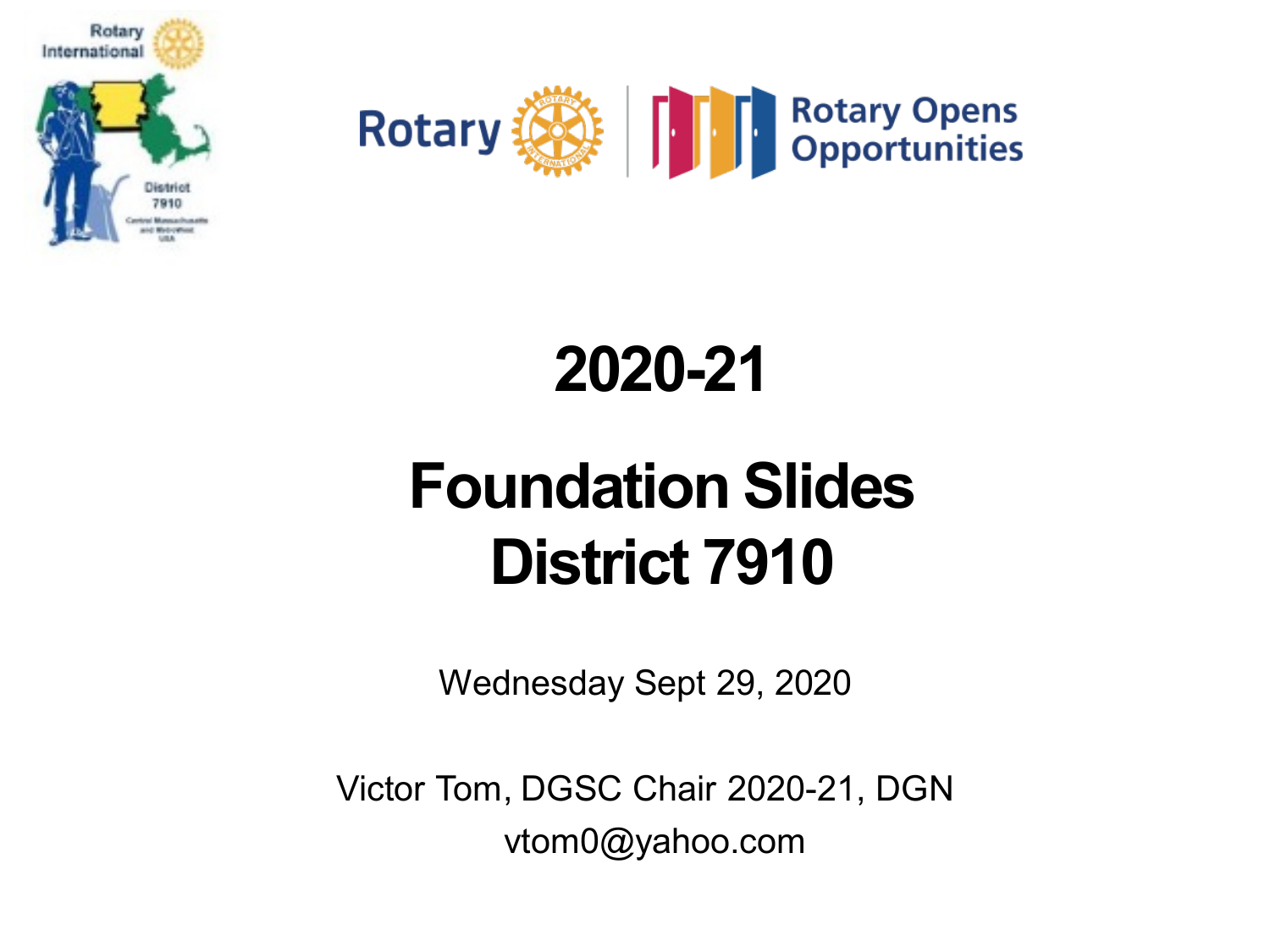# 2020-21

# Foundation Slides
# District 7910

Wednesday Sept 29, 2020

Victor Tom, DGSC Chair 2020-21, DGN

vtom0@yahoo.com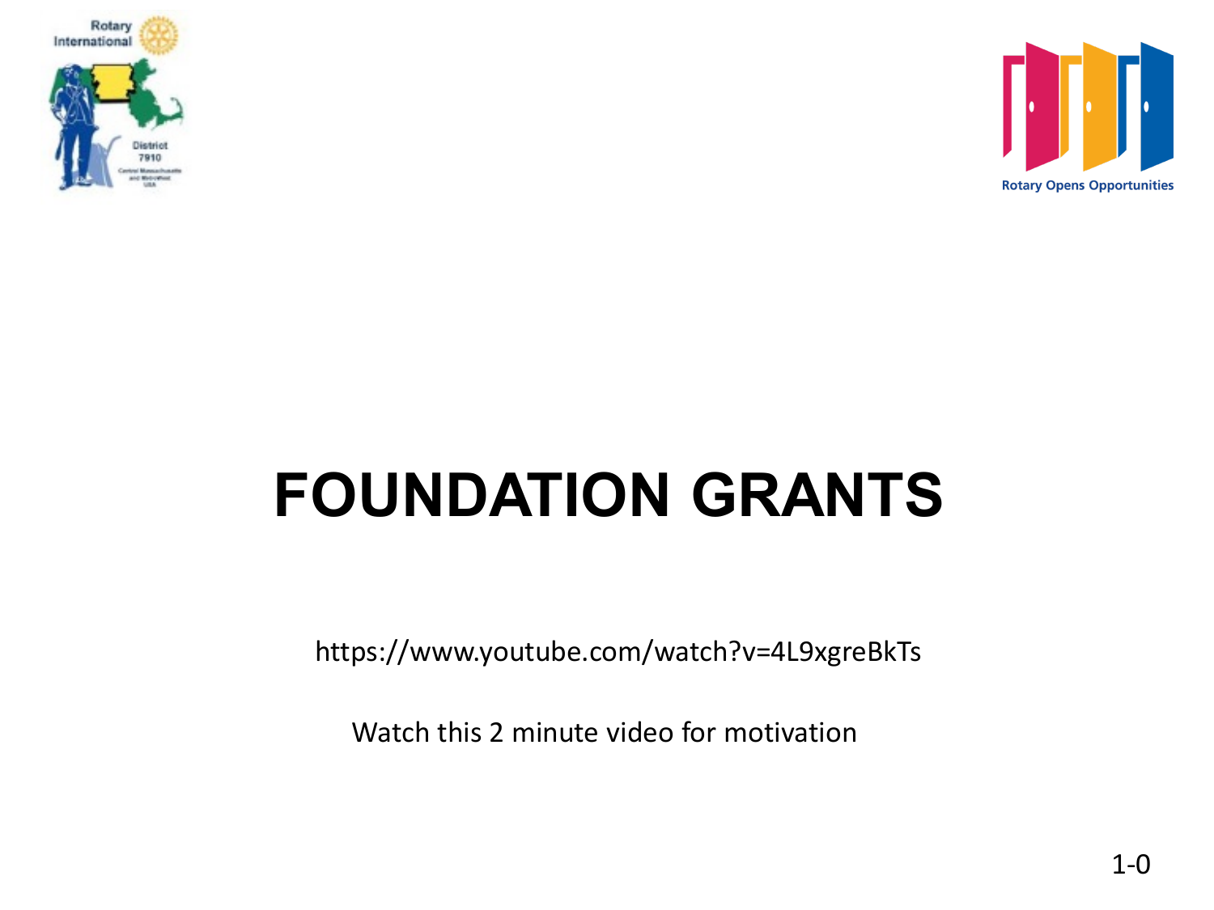# FOUNDATION GRANTS

https://www.youtube.com/watch?v=4L9xgreBkTs

Watch this 2 minute video for motivation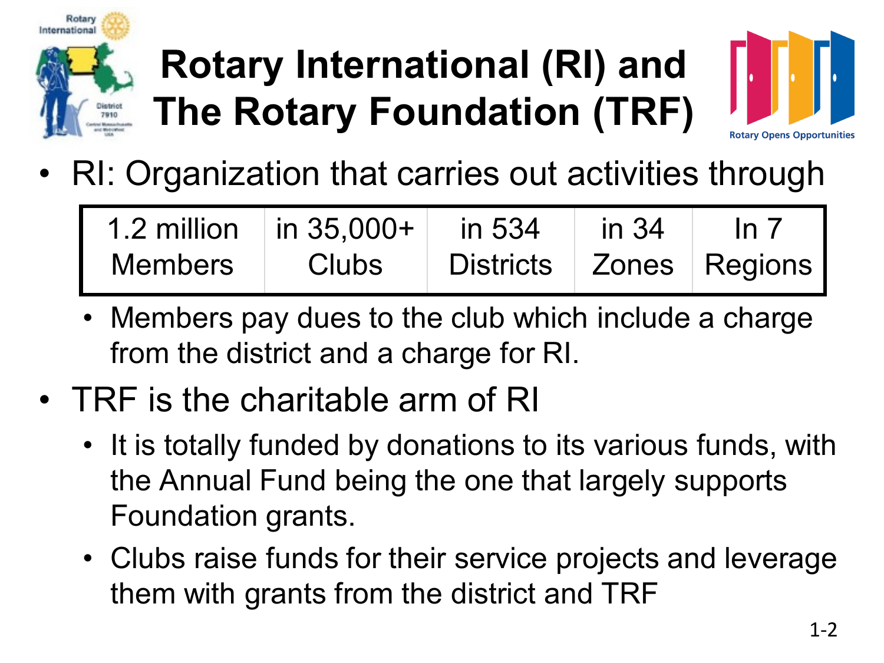# Rotary International (RI) and The Rotary Foundation (TRF)

- RI: Organization that carries out activities through

| 1.2 million Members | in 35,000+ Clubs | in 534 Districts | in 34 Zones | In 7 Regions |
|---|---|---|---|---|

  - Members pay dues to the club which include a charge from the district and a charge for RI.
- TRF is the charitable arm of RI
  - It is totally funded by donations to its various funds, with the Annual Fund being the one that largely supports Foundation grants.
  - Clubs raise funds for their service projects and leverage them with grants from the district and TRF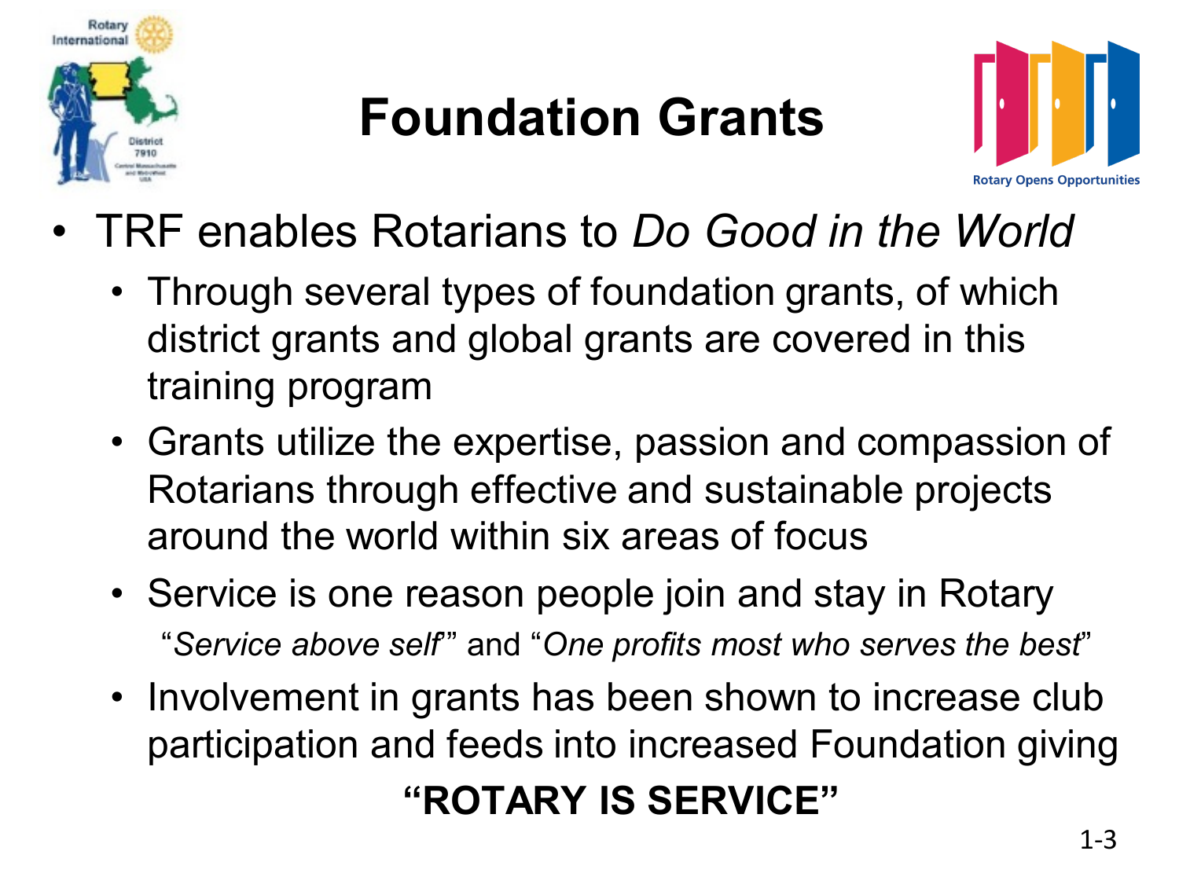# Foundation Grants

- TRF enables Rotarians to *Do Good in the World*
  - Through several types of foundation grants, of which district grants and global grants are covered in this training program
  - Grants utilize the expertise, passion and compassion of Rotarians through effective and sustainable projects around the world within six areas of focus
  - Service is one reason people join and stay in Rotary

    "*Service above self*" and "*One profits most who serves the best*"
  - Involvement in grants has been shown to increase club participation and feeds into increased Foundation giving

**"ROTARY IS SERVICE"**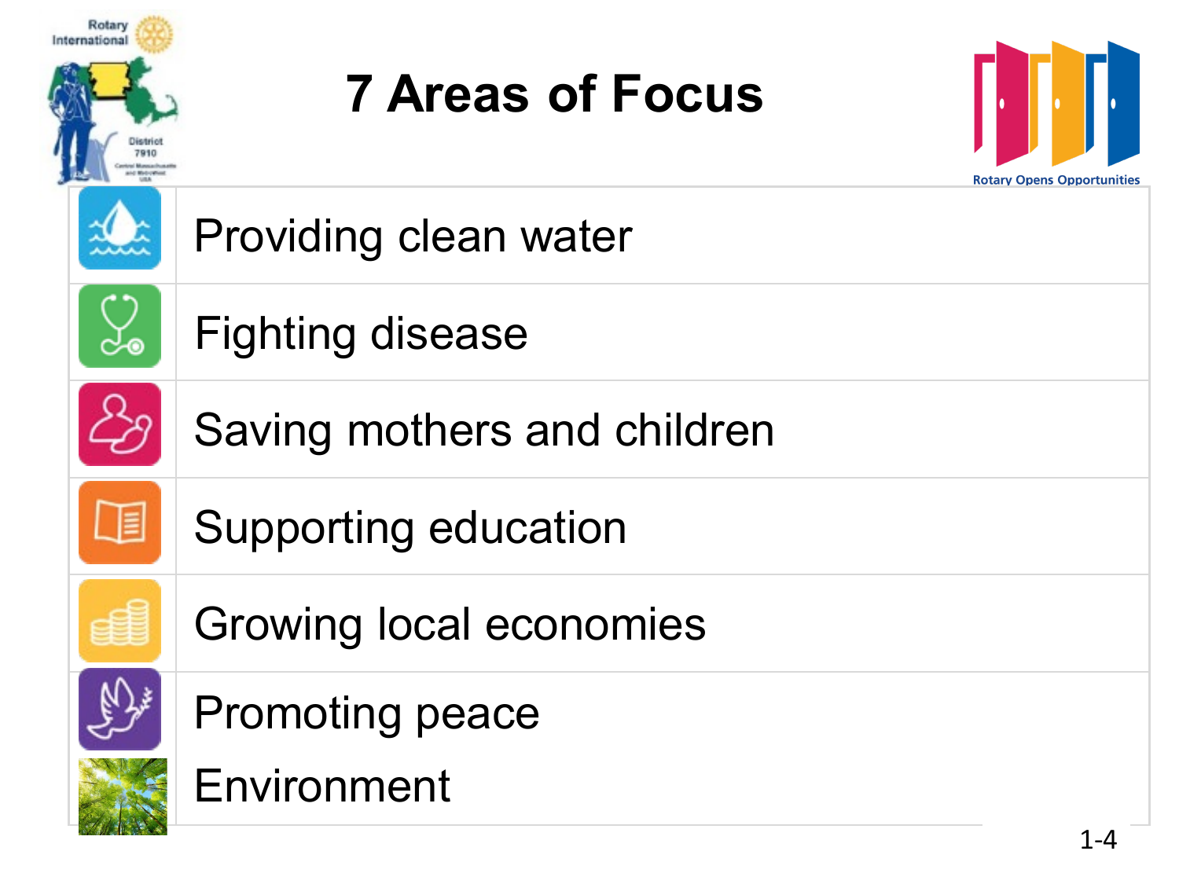# 7 Areas of Focus

- Providing clean water
- Fighting disease
- Saving mothers and children
- Supporting education
- Growing local economies
- Promoting peace
- Environment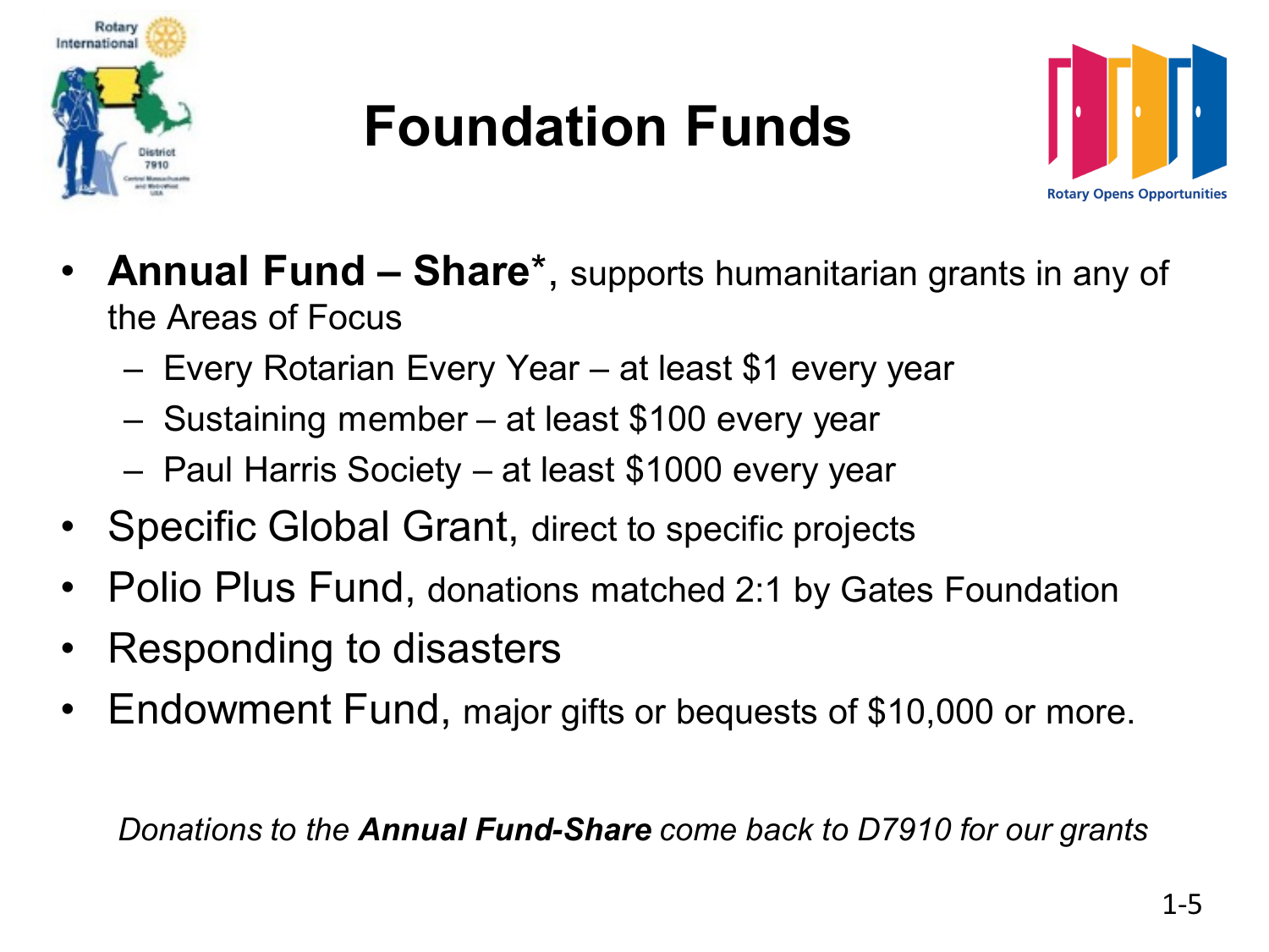# Foundation Funds

- **Annual Fund – Share***, supports humanitarian grants in any of the Areas of Focus
  - Every Rotarian Every Year – at least $1 every year
  - Sustaining member – at least $100 every year
  - Paul Harris Society – at least $1000 every year
- Specific Global Grant, direct to specific projects
- Polio Plus Fund, donations matched 2:1 by Gates Foundation
- Responding to disasters
- Endowment Fund, major gifts or bequests of $10,000 or more.

*Donations to the **Annual Fund-Share** come back to D7910 for our grants*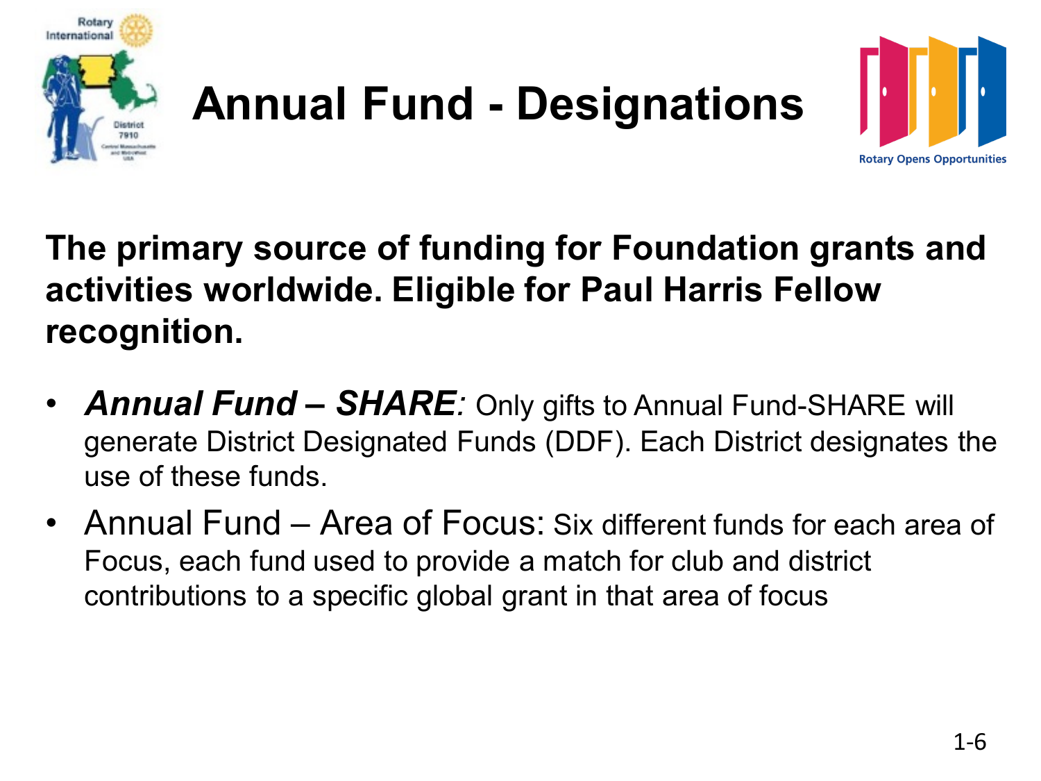# Annual Fund - Designations

**The primary source of funding for Foundation grants and activities worldwide. Eligible for Paul Harris Fellow recognition.**

- ***Annual Fund – SHARE:*** Only gifts to Annual Fund-SHARE will generate District Designated Funds (DDF). Each District designates the use of these funds.
- Annual Fund – Area of Focus: Six different funds for each area of Focus, each fund used to provide a match for club and district contributions to a specific global grant in that area of focus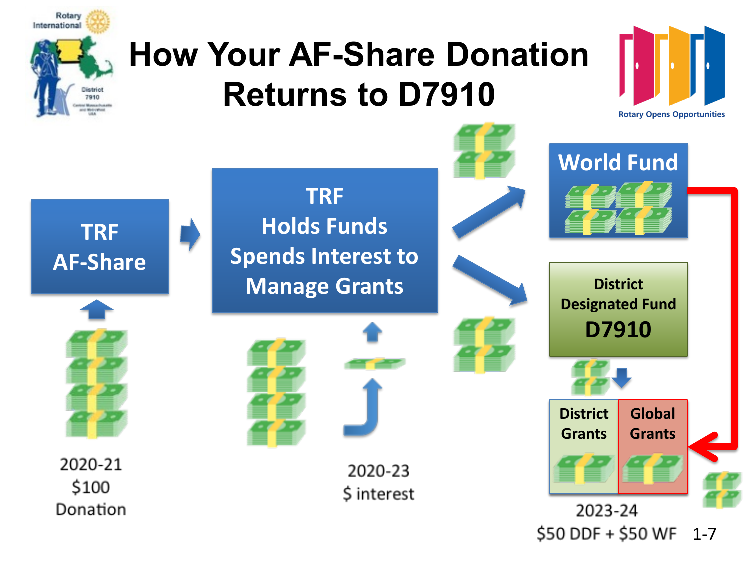# How Your AF-Share Donation Returns to D7910

Rotary International

District 7910

Rotary Opens Opportunities

**TRF AF-Share**

**TRF Holds Funds Spends Interest to Manage Grants**

**World Fund**

**District Designated Fund D7910**

**District Grants**

**Global Grants**

2020-21
$100
Donation

2020-23
$ interest

2023-24
$50 DDF + $50 WF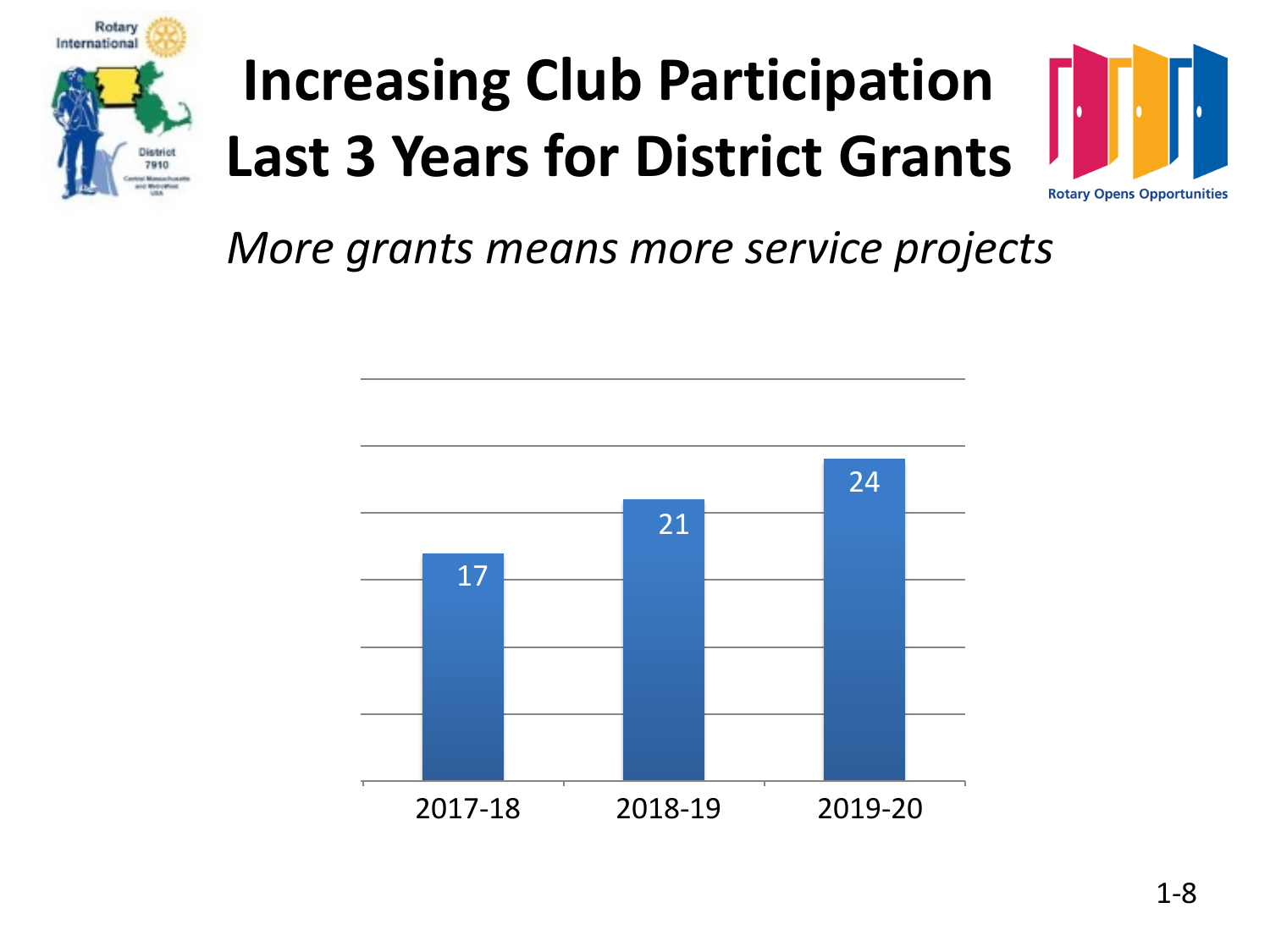# Increasing Club Participation Last 3 Years for District Grants

*More grants means more service projects*

| Year | Clubs |
| --- | --- |
| 2017-18 | 17 |
| 2018-19 | 21 |
| 2019-20 | 24 |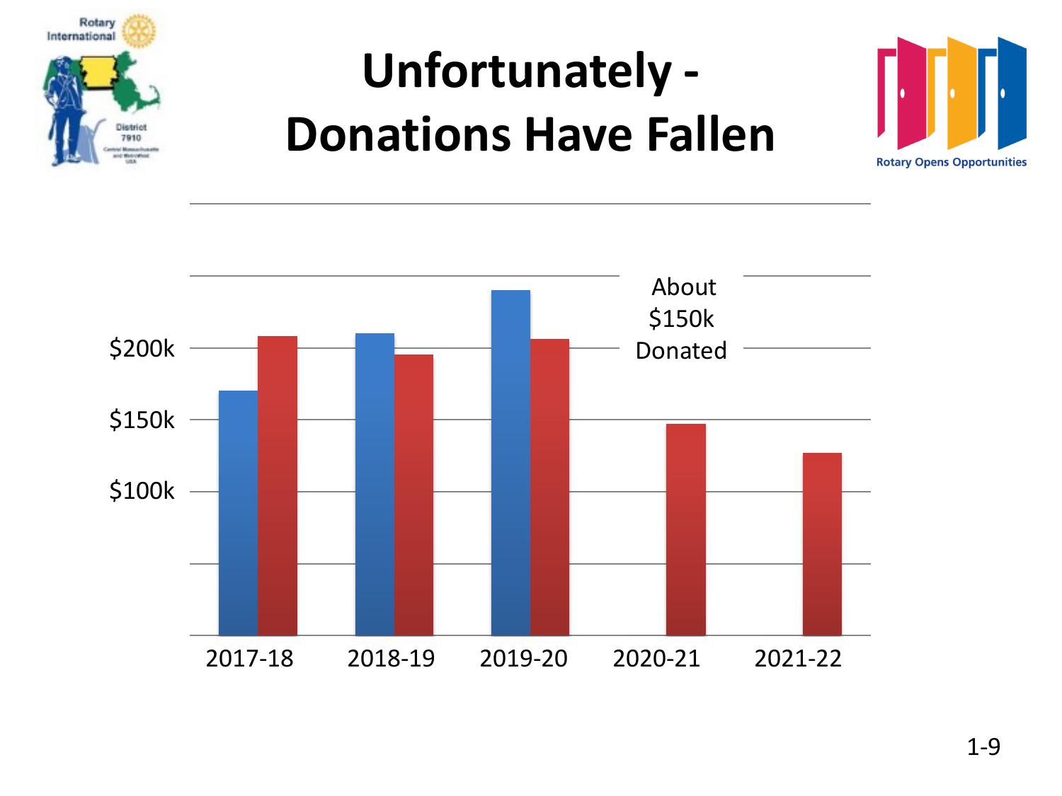# Unfortunately - Donations Have Fallen

Rotary International

District 7910

Rotary Opens Opportunities

About $150k Donated

$200k

$150k

$100k

2017-18

2018-19

2019-20

2020-21

2021-22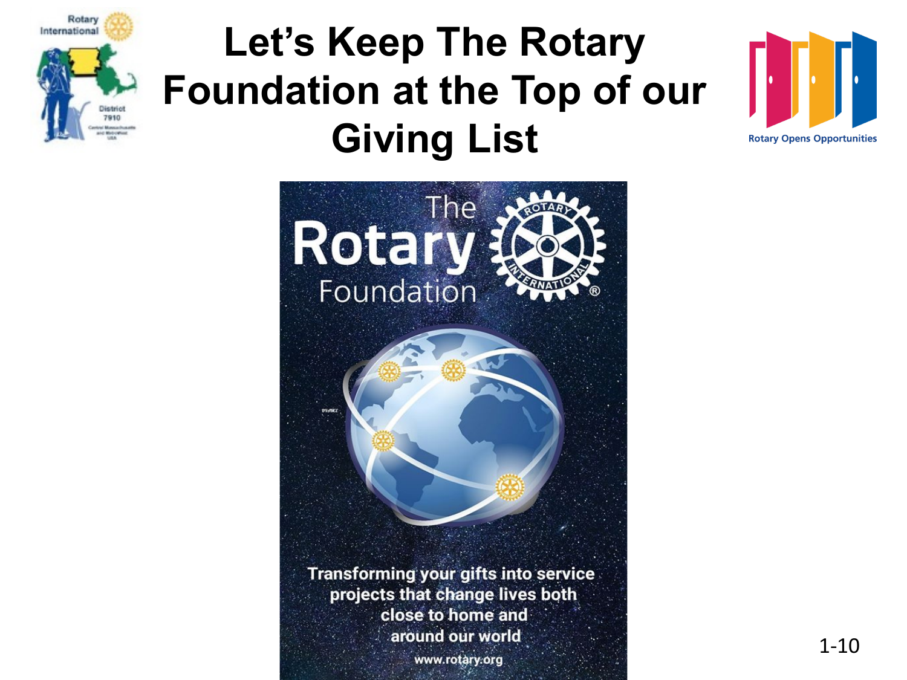# Let's Keep The Rotary Foundation at the Top of our Giving List

The Rotary Foundation

Transforming your gifts into service projects that change lives both close to home and around our world

www.rotary.org